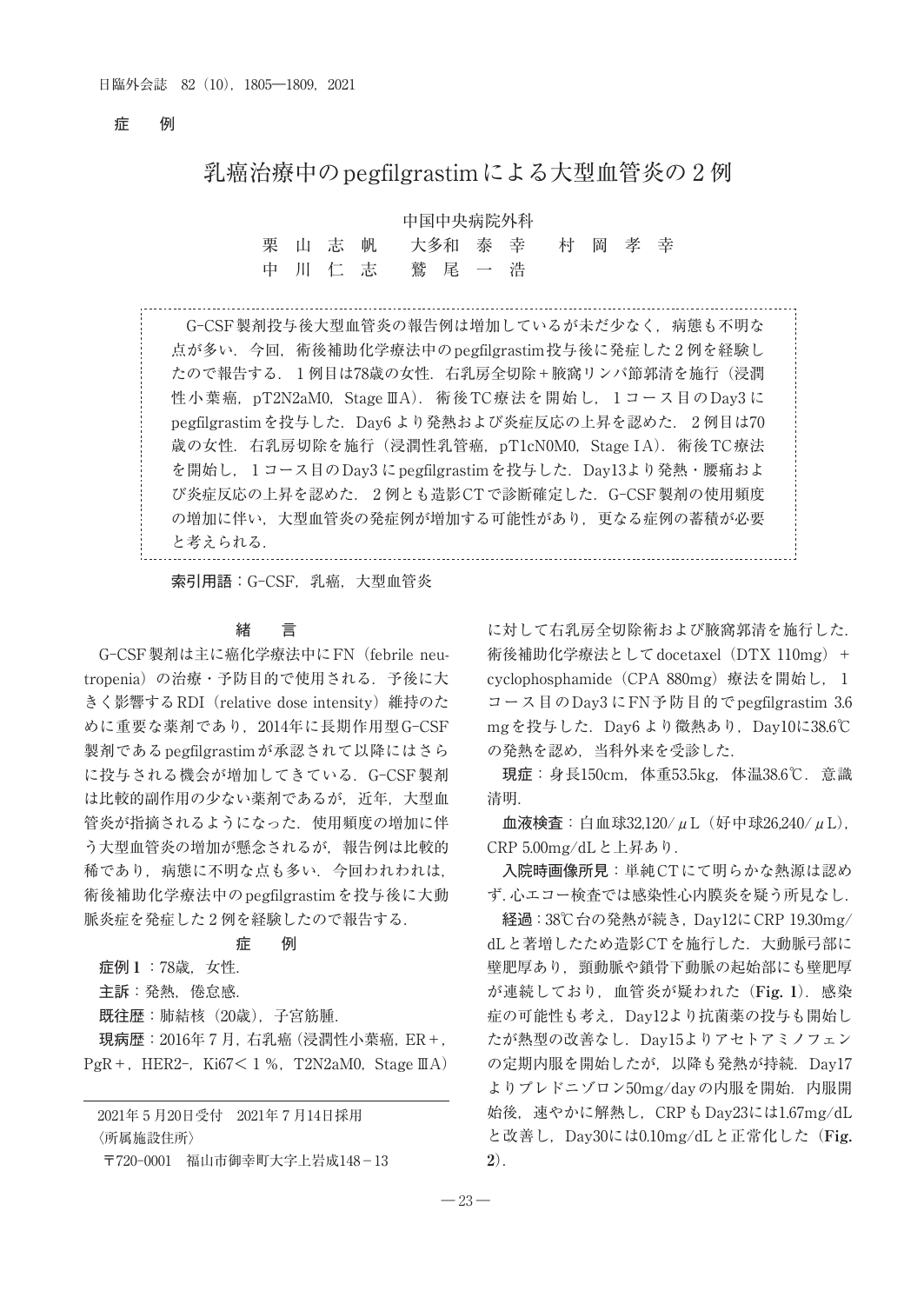症　例

# 乳癌治療中のpegfilgrastimによる大型血管炎の２例

中国中央病院外科

栗山志帆　大多和泰幸　村岡孝幸
中川仁志　鷲尾一浩

G-CSF製剤投与後大型血管炎の報告例は増加しているが未だ少なく，病態も不明な点が多い．今回，術後補助化学療法中のpegfilgrastim投与後に発症した２例を経験したので報告する．１例目は78歳の女性．右乳房全切除＋腋窩リンパ節郭清を施行（浸潤性小葉癌，pT2N2aM0，Stage ⅢA）．術後TC療法を開始し，１コース目のDay3にpegfilgrastimを投与した．Day6より発熱および炎症反応の上昇を認めた．２例目は70歳の女性．右乳房切除を施行（浸潤性乳管癌，pT1cN0M0，Stage ⅠA）．術後TC療法を開始し，１コース目のDay3にpegfilgrastimを投与した．Day13より発熱・腰痛および炎症反応の上昇を認めた．２例とも造影CTで診断確定した．G-CSF製剤の使用頻度の増加に伴い，大型血管炎の発症例が増加する可能性があり，更なる症例の蓄積が必要と考えられる．

**索引用語**：G-CSF，乳癌，大型血管炎

## 緒　言

G-CSF製剤は主に癌化学療法中にFN（febrile neutropenia）の治療・予防目的で使用される．予後に大きく影響するRDI（relative dose intensity）維持のために重要な薬剤であり，2014年に長期作用型G-CSF製剤であるpegfilgrastimが承認されて以降にはさらに投与される機会が増加してきている．G-CSF製剤は比較的副作用の少ない薬剤であるが，近年，大型血管炎が指摘されるようになった．使用頻度の増加に伴う大型血管炎の増加が懸念されるが，報告例は比較的稀であり，病態に不明な点も多い．今回われわれは，術後補助化学療法中のpegfilgrastimを投与後に大動脈炎症を発症した２例を経験したので報告する．

## 症　例

**症例１**：78歳，女性．

**主訴**：発熱，倦怠感．

**既往歴**：肺結核（20歳），子宮筋腫．

**現病歴**：2016年７月，右乳癌（浸潤性小葉癌，ER＋，PgR＋，HER2-，Ki67＜１％，T2N2aM0，Stage ⅢA）に対して右乳房全切除術および腋窩郭清を施行した．術後補助化学療法としてdocetaxel（DTX 110mg）＋cyclophosphamide（CPA 880mg）療法を開始し，１コース目のDay3にFN予防目的でpegfilgrastim 3.6mgを投与した．Day6より微熱あり，Day10に38.6℃の発熱を認め，当科外来を受診した．

**現症**：身長150cm，体重53.5kg，体温38.6℃．意識清明．

**血液検査**：白血球32,120/$\mu$L（好中球26,240/$\mu$L），CRP 5.00mg/dLと上昇あり．

**入院時画像所見**：単純CTにて明らかな熱源は認めず．心エコー検査では感染性心内膜炎を疑う所見なし．

**経過**：38℃台の発熱が続き，Day12にCRP 19.30mg/dLと著増したため造影CTを施行した．大動脈弓部に壁肥厚あり，頸動脈や鎖骨下動脈の起始部にも壁肥厚が連続しており，血管炎が疑われた（**Fig. 1**）．感染症の可能性も考え，Day12より抗菌薬の投与も開始したが熱型の改善なし．Day15よりアセトアミノフェンの定期内服を開始したが，以降も発熱が持続．Day17よりプレドニゾロン50mg/dayの内服を開始．内服開始後，速やかに解熱し，CRPもDay23には1.67mg/dLと改善し，Day30には0.10mg/dLと正常化した（**Fig. 2**）．

---

2021年５月20日受付　2021年７月14日採用
〈所属施設住所〉
〒720-0001　福山市御幸町大字上岩成148－13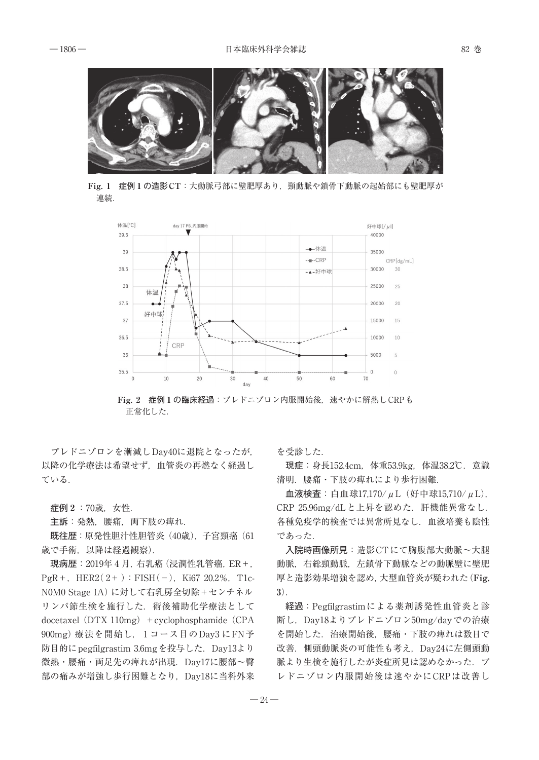**Fig. 1　症例 1 の造影CT**：大動脈弓部に壁肥厚あり，頸動脈や鎖骨下動脈の起始部にも壁肥厚が連続.

**Fig. 2　症例 1 の臨床経過**：プレドニゾロン内服開始後，速やかに解熱しCRPも正常化した.

プレドニゾロンを漸減しDay40に退院となったが，以降の化学療法は希望せず，血管炎の再燃なく経過している.

**症例 2**：70歳，女性.

**主訴**：発熱，腰痛，両下肢の痺れ.

**既往歴**：原発性胆汁性胆管炎（40歳），子宮頸癌（61歳で手術，以降は経過観察）.

**現病歴**：2019年 4 月，右乳癌（浸潤性乳管癌，ER＋，PgR＋，HER2（2＋）：FISH（－），Ki67 20.2%，T1c-N0M0 Stage IA）に対して右乳房全切除＋センチネルリンパ節生検を施行した．術後補助化学療法としてdocetaxel（DTX 110mg）＋cyclophosphamide（CPA 900mg）療法を開始し，1 コース目のDay3 にFN予防目的にpegfilgrastim 3.6mgを投与した．Day13より微熱・腰痛・両足先の痺れが出現．Day17に腰部～臀部の痛みが増強し歩行困難となり，Day18に当科外来を受診した.

**現症**：身長152.4cm，体重53.9kg，体温38.2℃．意識清明．腰痛・下肢の痺れにより歩行困難.

**血液検査**：白血球17,170/μL（好中球15,710/μL），CRP 25.96mg/dLと上昇を認めた．肝機能異常なし．各種免疫学的検査では異常所見なし．血液培養も陰性であった.

**入院時画像所見**：造影CTにて胸腹部大動脈～大腿動脈，右総頸動脈，左鎖骨下動脈などの動脈壁に壁肥厚と造影効果増強を認め，大型血管炎が疑われた（**Fig. 3**）.

**経過**：Pegfilgrastimによる薬剤誘発性血管炎と診断し，Day18よりプレドニゾロン50mg/dayでの治療を開始した．治療開始後，腰痛・下肢の痺れは数日で改善．側頭動脈炎の可能性も考え，Day24に左側頭動脈より生検を施行したが炎症所見は認めなかった．プレドニゾロン内服開始後は速やかにCRPは改善し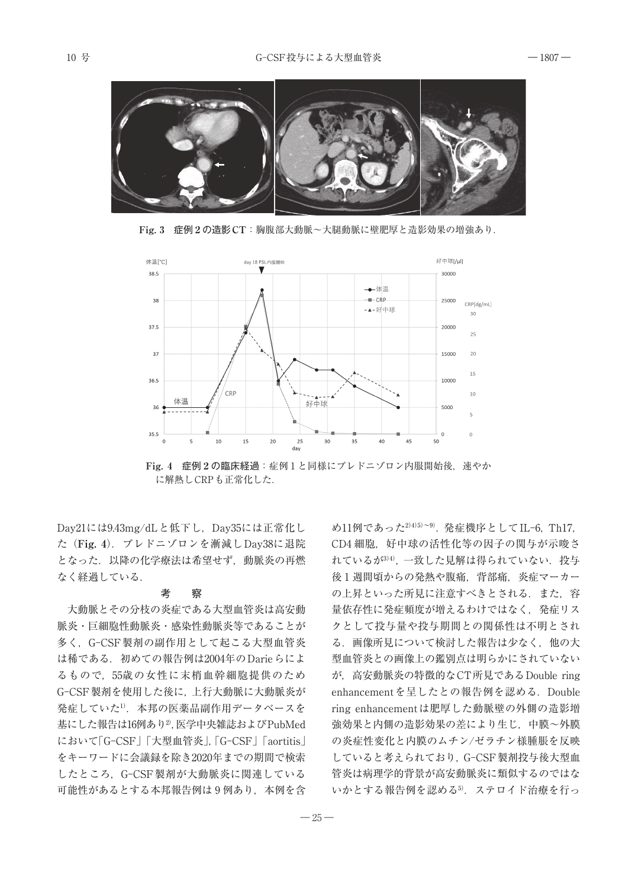Fig. 3　症例 2 の造影 CT：胸腹部大動脈～大腿動脈に壁肥厚と造影効果の増強あり．

Fig. 4　症例 2 の臨床経過：症例 1 と同様にプレドニゾロン内服開始後，速やかに解熱し CRP も正常化した．

Day21には9.43mg/dLと低下し，Day35には正常化した（**Fig. 4**）．プレドニゾロンを漸減しDay38に退院となった．以降の化学療法は希望せず，動脈炎の再燃なく経過している．

## 考　察

大動脈とその分枝の炎症である大型血管炎は高安動脈炎・巨細胞性動脈炎・感染性動脈炎等であることが多く，G-CSF製剤の副作用として起こる大型血管炎は稀である．初めての報告例は2004年のDarieらによるもので，55歳の女性に末梢血幹細胞提供のためG-CSF製剤を使用した後に，上行大動脈に大動脈炎が発症していた[1]．本邦の医薬品副作用データベースを基にした報告は16例あり[2]，医学中央雑誌およびPubMedにおいて「G-CSF」「大型血管炎」，「G-CSF」「aortitis」をキーワードに会議録を除き2020年までの期間で検索したところ，G-CSF製剤が大動脈炎に関連している可能性があるとする本邦報告例は9例あり，本例を含め11例であった[2)4)5)～9]．発症機序としてIL-6，Th17，CD4細胞，好中球の活性化等の因子の関与が示唆されているが[3)4]，一致した見解は得られていない．投与後1週間頃からの発熱や腹痛，背部痛，炎症マーカーの上昇といった所見に注意すべきとされる．また，容量依存性に発症頻度が増えるわけではなく，発症リスクとして投与量や投与期間との関係性は不明とされる．画像所見について検討した報告は少なく，他の大型血管炎との画像上の鑑別点は明らかにされていないが，高安動脈炎の特徴的なCT所見であるDouble ring enhancementを呈したとの報告例を認める．Double ring enhancementは肥厚した動脈壁の外側の造影増強効果と内側の造影効果の差により生じ，中膜～外膜の炎症性変化と内膜のムチン/ゼラチン様腫脹を反映していると考えられており，G-CSF製剤投与後大型血管炎は病理学的背景が高安動脈炎に類似するのではないかとする報告例を認める[5]．ステロイド治療を行っ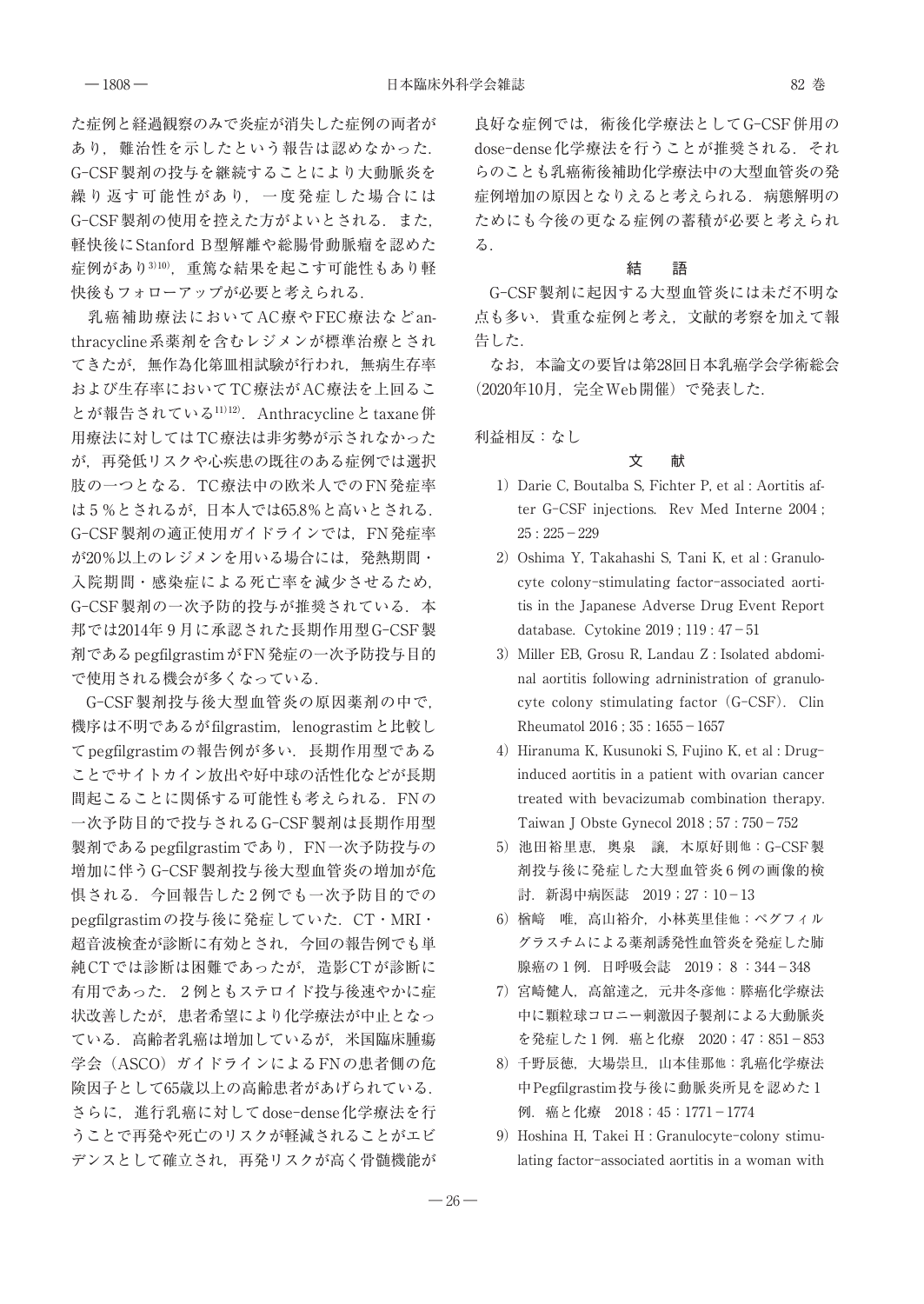た症例と経過観察のみで炎症が消失した症例の両者があり，難治性を示したという報告は認めなかった．G-CSF製剤の投与を継続することにより大動脈炎を繰り返す可能性があり，一度発症した場合にはG-CSF製剤の使用を控えた方がよいとされる．また，軽快後にStanford B型解離や総腸骨動脈瘤を認めた症例があり[3)10)]，重篤な結果を起こす可能性もあり軽快後もフォローアップが必要と考えられる．

乳癌補助療法においてAC療やFEC療法などanthracycline系薬剤を含むレジメンが標準治療とされてきたが，無作為化第Ⅲ相試験が行われ，無病生存率および生存率においてTC療法がAC療法を上回ることが報告されている[11)12)]．Anthracyclineとtaxane併用療法に対してはTC療法は非劣勢が示されなかったが，再発低リスクや心疾患の既往のある症例では選択肢の一つとなる．TC療法中の欧米人でのFN発症率は5％とされるが，日本人では65.8％と高いとされる．G-CSF製剤の適正使用ガイドラインでは，FN発症率が20％以上のレジメンを用いる場合には，発熱期間・入院期間・感染症による死亡率を減少させるため，G-CSF製剤の一次予防的投与が推奨されている．本邦では2014年9月に承認された長期作用型G-CSF製剤であるpegfilgrastimがFN発症の一次予防投与目的で使用される機会が多くなっている．

G-CSF製剤投与後大型血管炎の原因薬剤の中で，機序は不明であるがfilgrastim，lenograstimと比較してpegfilgrastimの報告例が多い．長期作用型であることでサイトカイン放出や好中球の活性化などが長期間起こることに関係する可能性も考えられる．FNの一次予防目的で投与されるG-CSF製剤は長期作用型製剤であるpegfilgrastimであり，FN一次予防投与の増加に伴うG-CSF製剤投与後大型血管炎の増加が危惧される．今回報告した2例でも一次予防目的でのpegfilgrastimの投与後に発症していた．CT・MRI・超音波検査が診断に有効とされ，今回の報告例でも単純CTでは診断は困難であったが，造影CTが診断に有用であった．2例ともステロイド投与後速やかに症状改善したが，患者希望により化学療法が中止となっている．高齢者乳癌は増加しているが，米国臨床腫瘍学会（ASCO）ガイドラインによるFNの患者側の危険因子として65歳以上の高齢患者があげられている．さらに，進行乳癌に対してdose-dense化学療法を行うことで再発や死亡のリスクが軽減されることがエビデンスとして確立され，再発リスクが高く骨髄機能が良好な症例では，術後化学療法としてG-CSF併用のdose-dense化学療法を行うことが推奨される．それらのことも乳癌術後補助化学療法中の大型血管炎の発症例増加の原因となりえると考えられる．病態解明のためにも今後の更なる症例の蓄積が必要と考えられる．

## 結　語

G-CSF製剤に起因する大型血管炎には未だ不明な点も多い．貴重な症例と考え，文献的考察を加えて報告した．

なお，本論文の要旨は第28回日本乳癌学会学術総会（2020年10月，完全Web開催）で発表した．

利益相反：なし

## 文　献

1) Darie C, Boutalba S, Fichter P, et al : Aortitis after G-CSF injections. Rev Med Interne 2004 ; 25 : 225－229
2) Oshima Y, Takahashi S, Tani K, et al : Granulocyte colony-stimulating factor-associated aortitis in the Japanese Adverse Drug Event Report database. Cytokine 2019 ; 119 : 47－51
3) Miller EB, Grosu R, Landau Z : Isolated abdominal aortitis following adrninistration of granulocyte colony stimulating factor (G-CSF). Clin Rheumatol 2016 ; 35 : 1655－1657
4) Hiranuma K, Kusunoki S, Fujino K, et al : Drug-induced aortitis in a patient with ovarian cancer treated with bevacizumab combination therapy. Taiwan J Obste Gynecol 2018 ; 57 : 750－752
5) 池田裕里恵，奥泉　譲，木原好則他：G-CSF製剤投与後に発症した大型血管炎6例の画像的検討．新潟中病医誌　2019；27：10－13
6) 楢崎　唯，高山裕介，小林英里佳他：ペグフィルグラスチムによる薬剤誘発性血管炎を発症した肺腺癌の1例．日呼吸会誌　2019；8：344－348
7) 宮崎健人，高舘達之，元井冬彦他：膵癌化学療法中に顆粒球コロニー刺激因子製剤による大動脈炎を発症した1例．癌と化療　2020；47：851－853
8) 千野辰徳，大場崇旦，山本佳那他：乳癌化学療法中Pegfilgrastim投与後に動脈炎所見を認めた1例．癌と化療　2018；45：1771－1774
9) Hoshina H, Takei H : Granulocyte-colony stimulating factor-associated aortitis in a woman with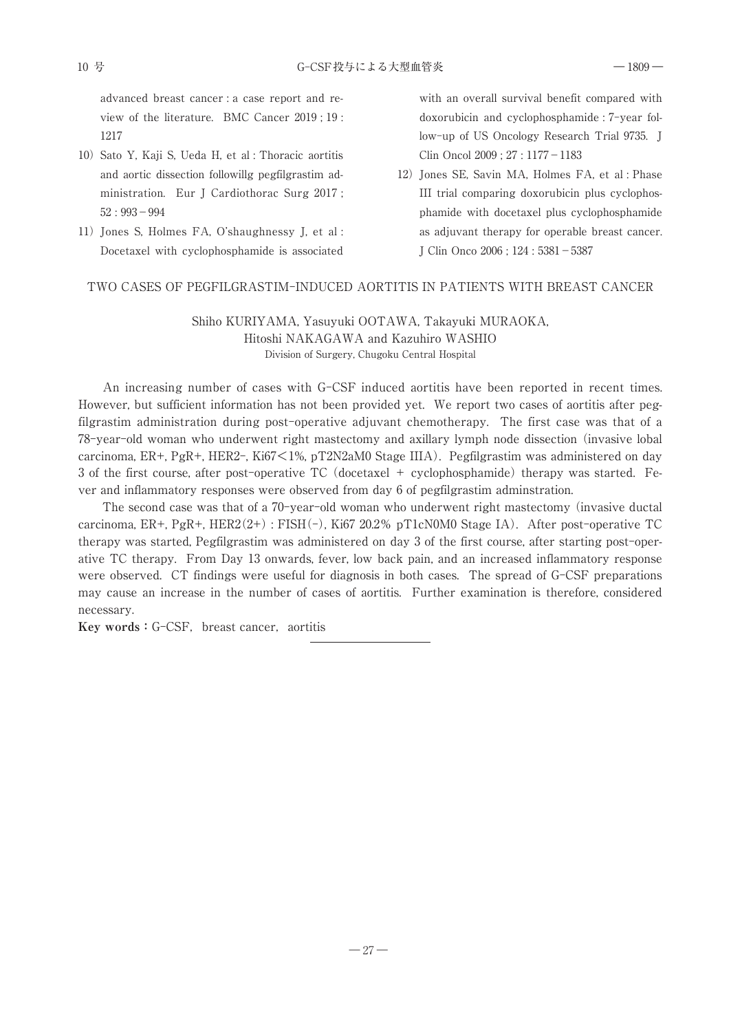advanced breast cancer : a case report and review of the literature. BMC Cancer 2019 ; 19 : 1217

10) Sato Y, Kaji S, Ueda H, et al : Thoracic aortitis and aortic dissection followillg pegfilgrastim administration. Eur J Cardiothorac Surg 2017 ; 52 : 993－994

11) Jones S, Holmes FA, O'shaughnessy J, et al : Docetaxel with cyclophosphamide is associated with an overall survival benefit compared with doxorubicin and cyclophosphamide : 7-year follow-up of US Oncology Research Trial 9735. J Clin Oncol 2009 ; 27 : 1177－1183

12) Jones SE, Savin MA, Holmes FA, et al : Phase III trial comparing doxorubicin plus cyclophosphamide with docetaxel plus cyclophosphamide as adjuvant therapy for operable breast cancer. J Clin Onco 2006 ; 124 : 5381－5387

## TWO CASES OF PEGFILGRASTIM-INDUCED AORTITIS IN PATIENTS WITH BREAST CANCER

Shiho KURIYAMA, Yasuyuki OOTAWA, Takayuki MURAOKA,
Hitoshi NAKAGAWA and Kazuhiro WASHIO
Division of Surgery, Chugoku Central Hospital

An increasing number of cases with G-CSF induced aortitis have been reported in recent times. However, but sufficient information has not been provided yet. We report two cases of aortitis after pegfilgrastim administration during post-operative adjuvant chemotherapy. The first case was that of a 78-year-old woman who underwent right mastectomy and axillary lymph node dissection (invasive lobal carcinoma, ER+, PgR+, HER2-, Ki67＜1%, pT2N2aM0 Stage IIIA). Pegfilgrastim was administered on day 3 of the first course, after post-operative TC (docetaxel + cyclophosphamide) therapy was started. Fever and inflammatory responses were observed from day 6 of pegfilgrastim adminstration.

The second case was that of a 70-year-old woman who underwent right mastectomy (invasive ductal carcinoma, ER+, PgR+, HER2(2+) : FISH(-), Ki67 20.2% pT1cN0M0 Stage IA). After post-operative TC therapy was started, Pegfilgrastim was administered on day 3 of the first course, after starting post-operative TC therapy. From Day 13 onwards, fever, low back pain, and an increased inflammatory response were observed. CT findings were useful for diagnosis in both cases. The spread of G-CSF preparations may cause an increase in the number of cases of aortitis. Further examination is therefore, considered necessary.

**Key words :** G-CSF, breast cancer, aortitis